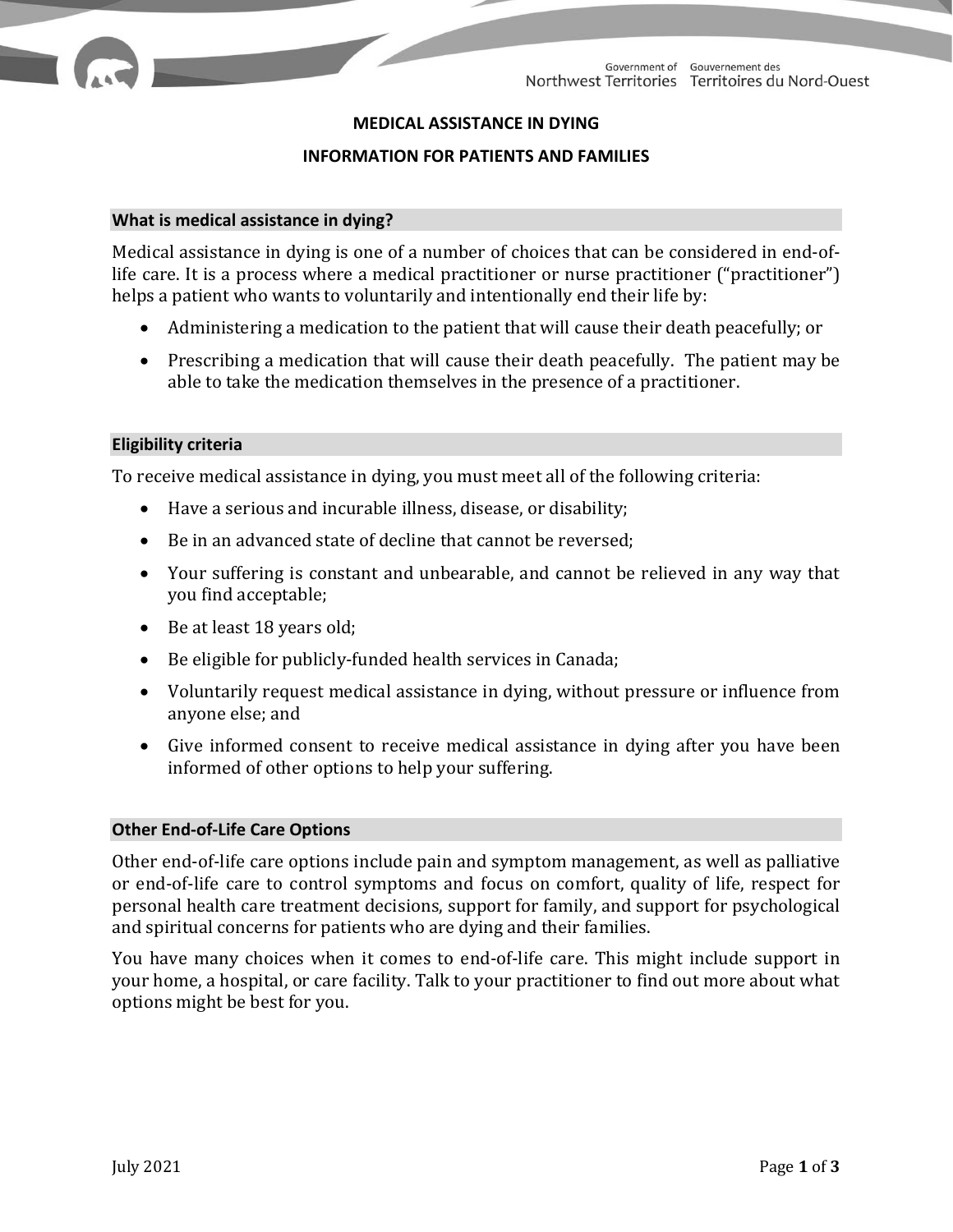# MEDICAL ASSISTANCE IN DYING

## INFORMATION FOR PATIENTS AND FAMILIES

### What is medical assistance in dying?

Medical assistance in dying is one of a number of choices that can be considered in end-of-life care. It is a process where a medical practitioner or nurse practitioner ("practitioner") helps a patient who wants to voluntarily and intentionally end their life by:

- Administering a medication to the patient that will cause their death peacefully; or
- Prescribing a medication that will cause their death peacefully. The patient may be able to take the medication themselves in the presence of a practitioner.

### Eligibility criteria

To receive medical assistance in dying, you must meet all of the following criteria:

- Have a serious and incurable illness, disease, or disability;
- Be in an advanced state of decline that cannot be reversed;
- Your suffering is constant and unbearable, and cannot be relieved in any way that you find acceptable;
- Be at least 18 years old;
- Be eligible for publicly-funded health services in Canada;
- Voluntarily request medical assistance in dying, without pressure or influence from anyone else; and
- Give informed consent to receive medical assistance in dying after you have been informed of other options to help your suffering.

### Other End-of-Life Care Options

Other end-of-life care options include pain and symptom management, as well as palliative or end-of-life care to control symptoms and focus on comfort, quality of life, respect for personal health care treatment decisions, support for family, and support for psychological and spiritual concerns for patients who are dying and their families.

You have many choices when it comes to end-of-life care. This might include support in your home, a hospital, or care facility. Talk to your practitioner to find out more about what options might be best for you.

July 2021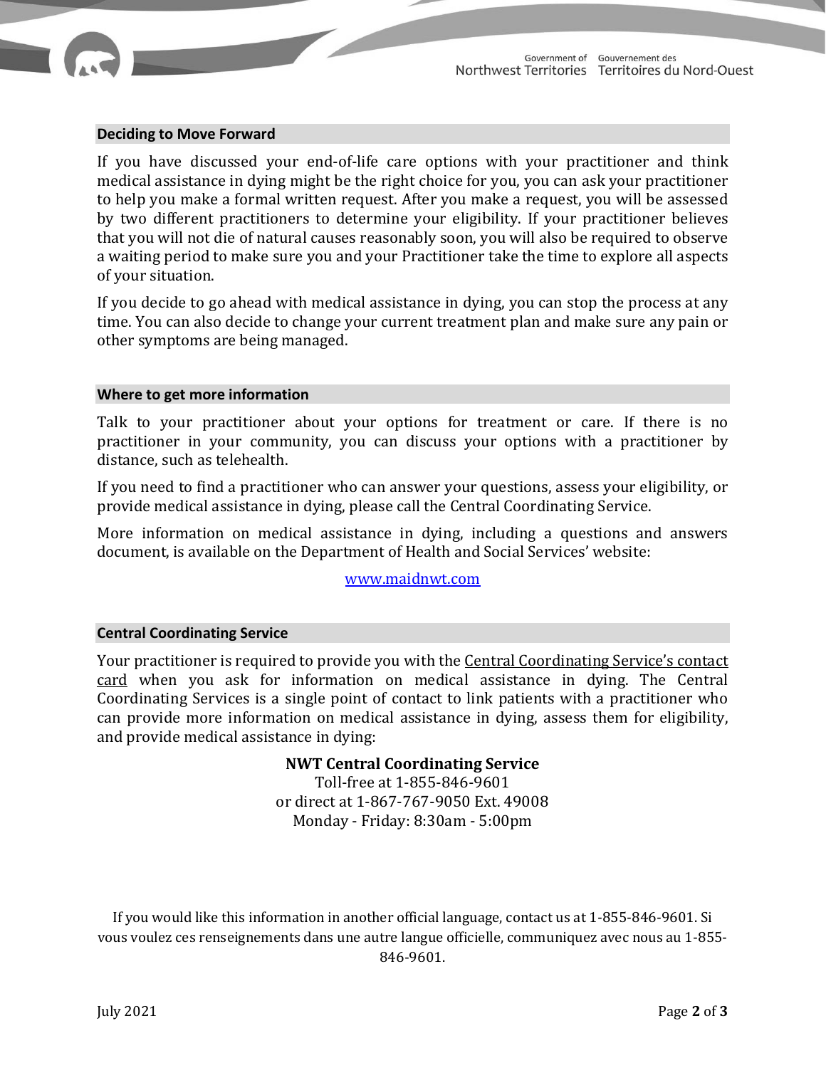## Deciding to Move Forward

If you have discussed your end-of-life care options with your practitioner and think medical assistance in dying might be the right choice for you, you can ask your practitioner to help you make a formal written request. After you make a request, you will be assessed by two different practitioners to determine your eligibility. If your practitioner believes that you will not die of natural causes reasonably soon, you will also be required to observe a waiting period to make sure you and your Practitioner take the time to explore all aspects of your situation.

If you decide to go ahead with medical assistance in dying, you can stop the process at any time. You can also decide to change your current treatment plan and make sure any pain or other symptoms are being managed.

## Where to get more information

Talk to your practitioner about your options for treatment or care. If there is no practitioner in your community, you can discuss your options with a practitioner by distance, such as telehealth.

If you need to find a practitioner who can answer your questions, assess your eligibility, or provide medical assistance in dying, please call the Central Coordinating Service.

More information on medical assistance in dying, including a questions and answers document, is available on the Department of Health and Social Services' website:

www.maidnwt.com

## Central Coordinating Service

Your practitioner is required to provide you with the Central Coordinating Service's contact card when you ask for information on medical assistance in dying. The Central Coordinating Services is a single point of contact to link patients with a practitioner who can provide more information on medical assistance in dying, assess them for eligibility, and provide medical assistance in dying:

**NWT Central Coordinating Service**
Toll-free at 1-855-846-9601
or direct at 1-867-767-9050 Ext. 49008
Monday - Friday: 8:30am - 5:00pm

If you would like this information in another official language, contact us at 1-855-846-9601. Si vous voulez ces renseignements dans une autre langue officielle, communiquez avec nous au 1-855-846-9601.

July 2021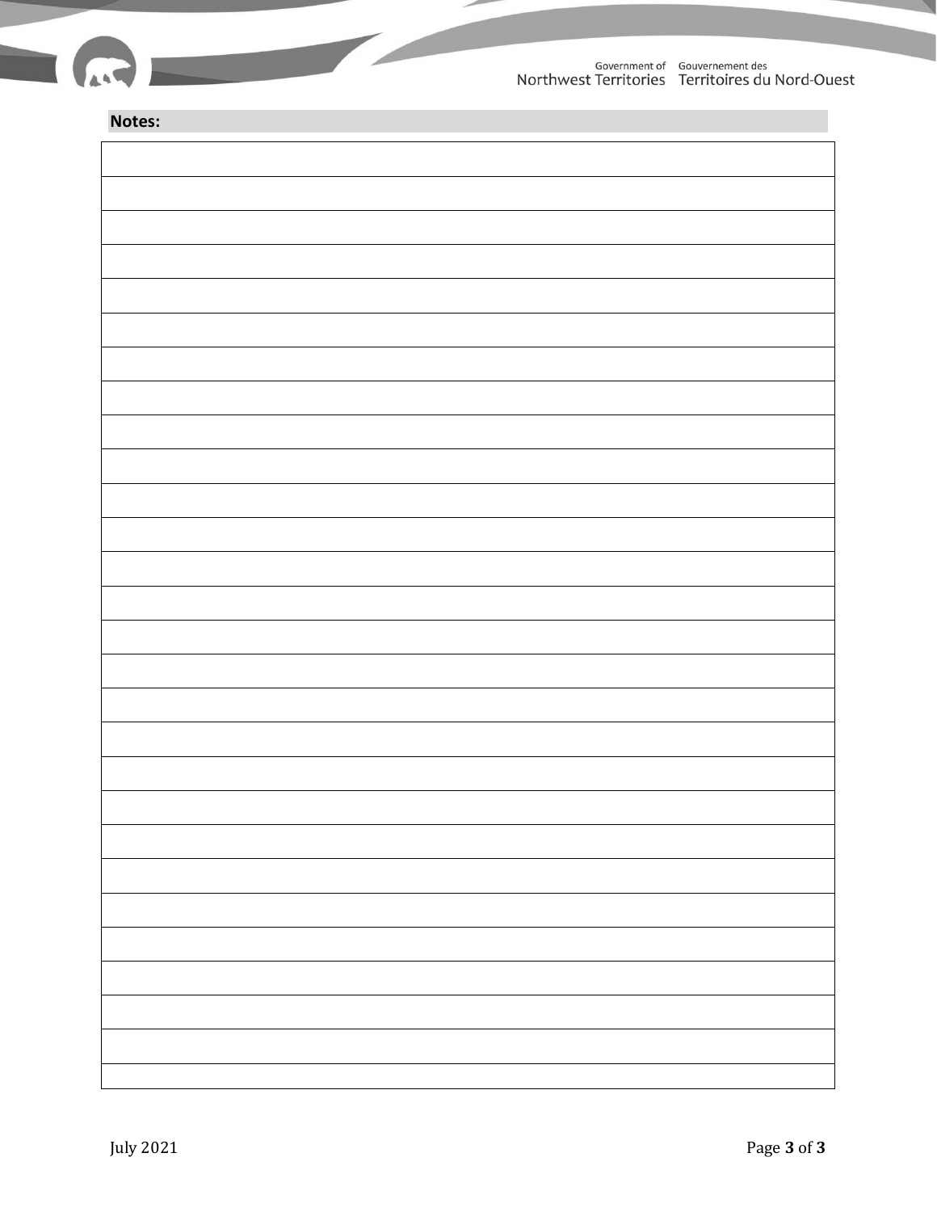**Notes:**

| |
|---|
| |
| |
| |
| |
| |
| |
| |
| |
| |
| |
| |
| |
| |
| |
| |
| |
| |
| |
| |
| |
| |
| |
| |
| |
| |
| |
| |